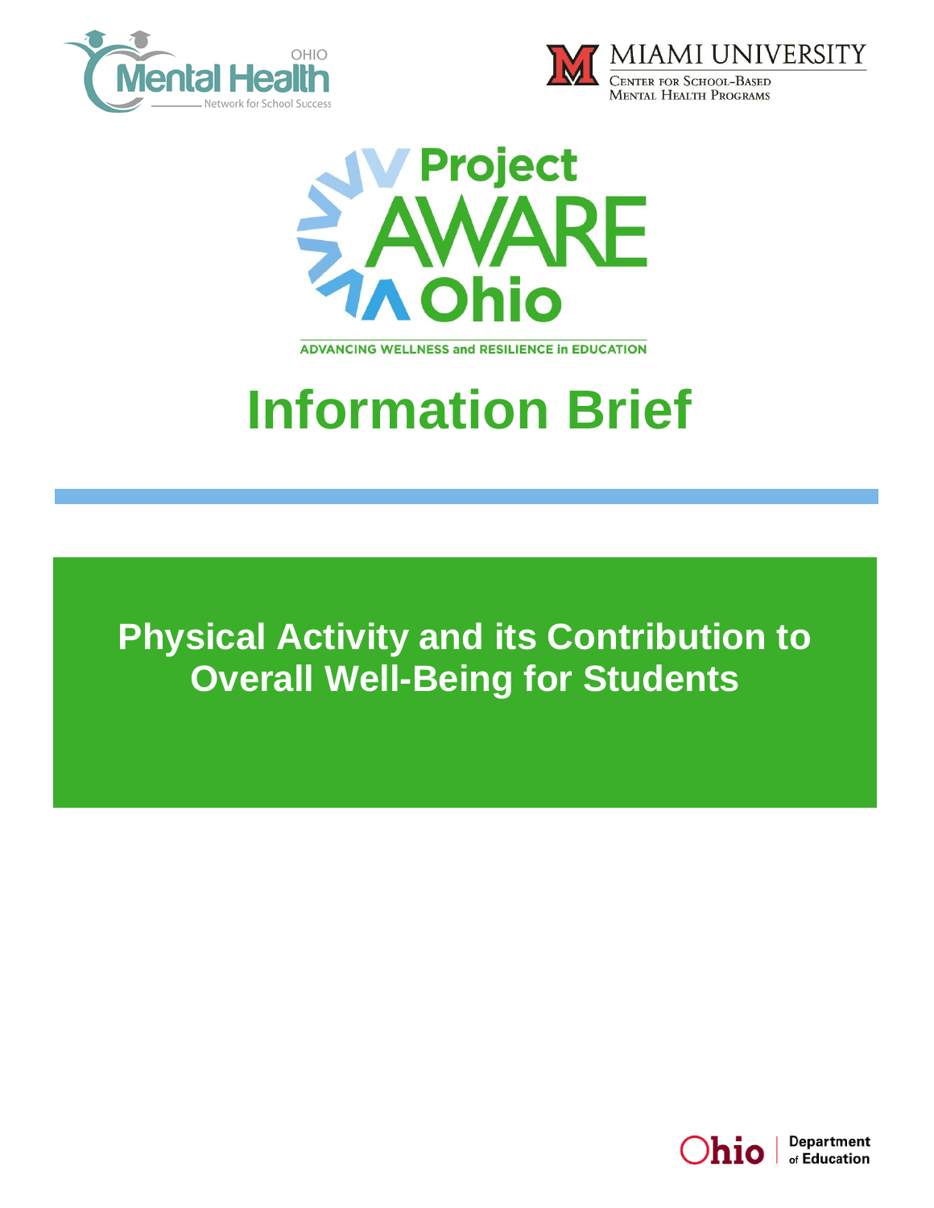OHIO Mental Health Network for School Success

MIAMI UNIVERSITY
Center for School-Based Mental Health Programs

Project AWARE Ohio

ADVANCING WELLNESS and RESILIENCE in EDUCATION

# Information Brief

## Physical Activity and its Contribution to Overall Well-Being for Students

Ohio | Department of Education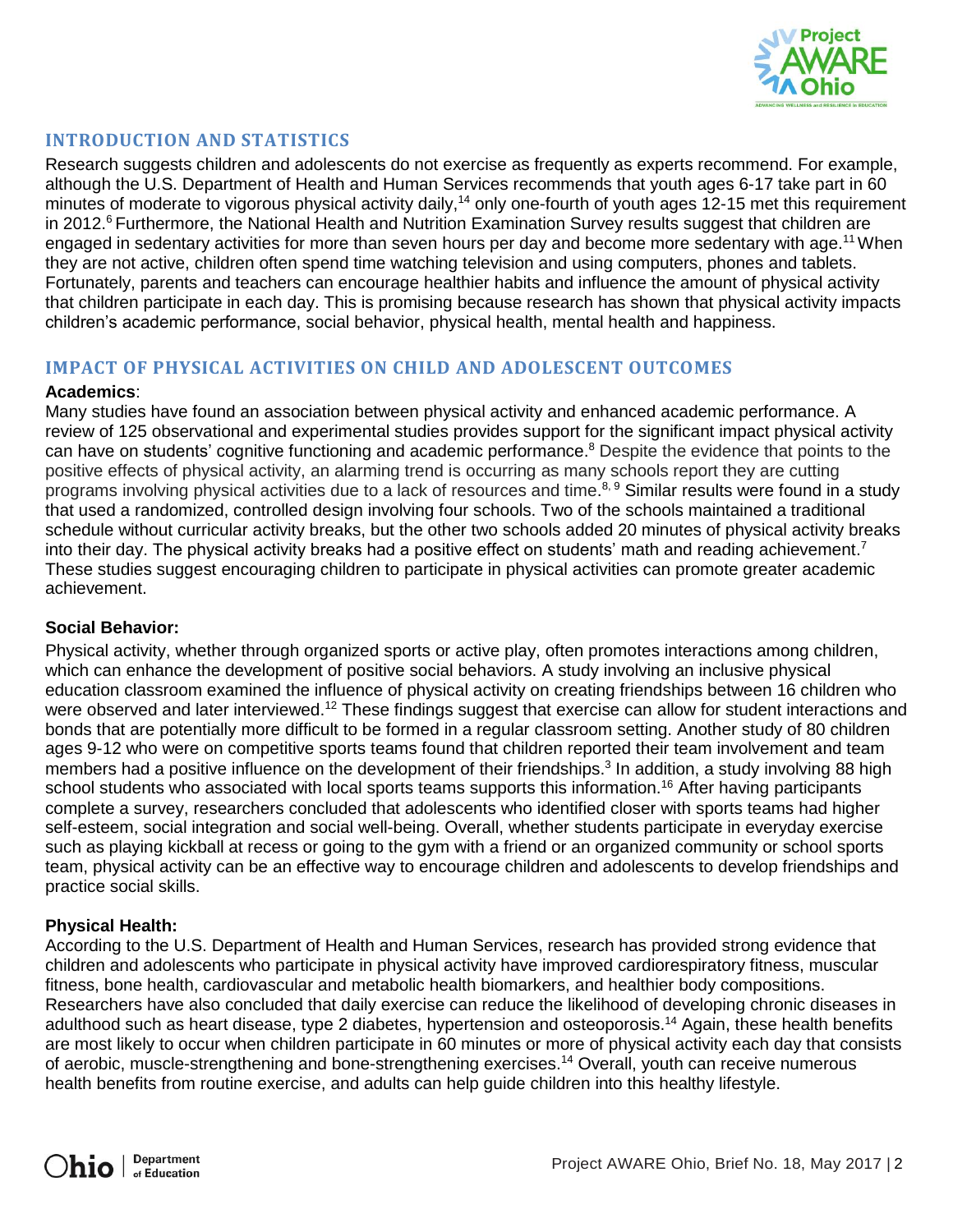## INTRODUCTION AND STATISTICS

Research suggests children and adolescents do not exercise as frequently as experts recommend. For example, although the U.S. Department of Health and Human Services recommends that youth ages 6-17 take part in 60 minutes of moderate to vigorous physical activity daily,[14] only one-fourth of youth ages 12-15 met this requirement in 2012.[6] Furthermore, the National Health and Nutrition Examination Survey results suggest that children are engaged in sedentary activities for more than seven hours per day and become more sedentary with age.[11] When they are not active, children often spend time watching television and using computers, phones and tablets. Fortunately, parents and teachers can encourage healthier habits and influence the amount of physical activity that children participate in each day. This is promising because research has shown that physical activity impacts children's academic performance, social behavior, physical health, mental health and happiness.

## IMPACT OF PHYSICAL ACTIVITIES ON CHILD AND ADOLESCENT OUTCOMES

**Academics**:

Many studies have found an association between physical activity and enhanced academic performance. A review of 125 observational and experimental studies provides support for the significant impact physical activity can have on students' cognitive functioning and academic performance.[8] Despite the evidence that points to the positive effects of physical activity, an alarming trend is occurring as many schools report they are cutting programs involving physical activities due to a lack of resources and time.[8, 9] Similar results were found in a study that used a randomized, controlled design involving four schools. Two of the schools maintained a traditional schedule without curricular activity breaks, but the other two schools added 20 minutes of physical activity breaks into their day. The physical activity breaks had a positive effect on students' math and reading achievement.[7] These studies suggest encouraging children to participate in physical activities can promote greater academic achievement.

**Social Behavior:**

Physical activity, whether through organized sports or active play, often promotes interactions among children, which can enhance the development of positive social behaviors. A study involving an inclusive physical education classroom examined the influence of physical activity on creating friendships between 16 children who were observed and later interviewed.[12] These findings suggest that exercise can allow for student interactions and bonds that are potentially more difficult to be formed in a regular classroom setting. Another study of 80 children ages 9-12 who were on competitive sports teams found that children reported their team involvement and team members had a positive influence on the development of their friendships.[3] In addition, a study involving 88 high school students who associated with local sports teams supports this information.[16] After having participants complete a survey, researchers concluded that adolescents who identified closer with sports teams had higher self-esteem, social integration and social well-being. Overall, whether students participate in everyday exercise such as playing kickball at recess or going to the gym with a friend or an organized community or school sports team, physical activity can be an effective way to encourage children and adolescents to develop friendships and practice social skills.

**Physical Health:**

According to the U.S. Department of Health and Human Services, research has provided strong evidence that children and adolescents who participate in physical activity have improved cardiorespiratory fitness, muscular fitness, bone health, cardiovascular and metabolic health biomarkers, and healthier body compositions. Researchers have also concluded that daily exercise can reduce the likelihood of developing chronic diseases in adulthood such as heart disease, type 2 diabetes, hypertension and osteoporosis.[14] Again, these health benefits are most likely to occur when children participate in 60 minutes or more of physical activity each day that consists of aerobic, muscle-strengthening and bone-strengthening exercises.[14] Overall, youth can receive numerous health benefits from routine exercise, and adults can help guide children into this healthy lifestyle.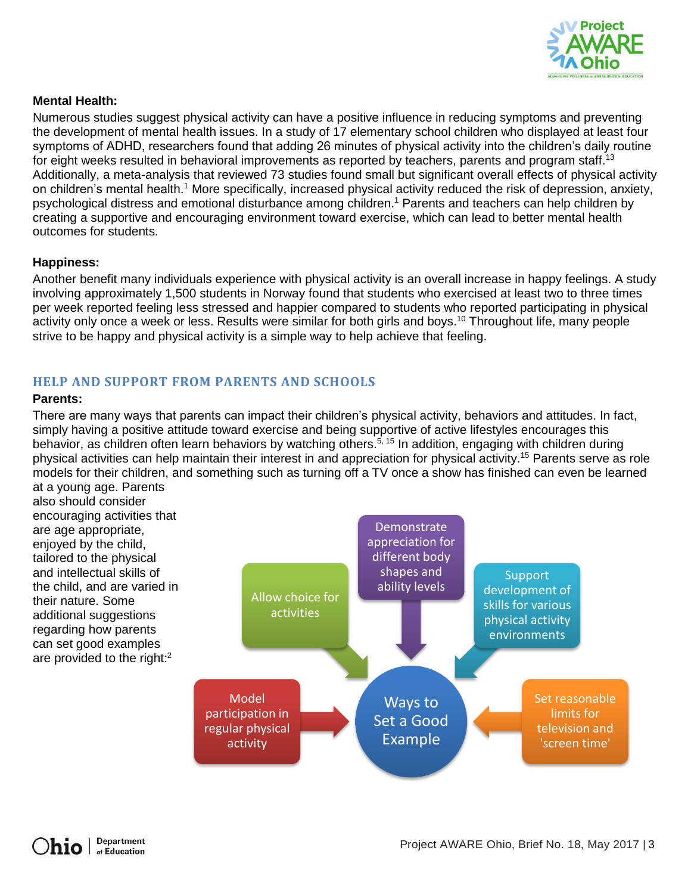**Mental Health:**

Numerous studies suggest physical activity can have a positive influence in reducing symptoms and preventing the development of mental health issues. In a study of 17 elementary school children who displayed at least four symptoms of ADHD, researchers found that adding 26 minutes of physical activity into the children's daily routine for eight weeks resulted in behavioral improvements as reported by teachers, parents and program staff.[13] Additionally, a meta-analysis that reviewed 73 studies found small but significant overall effects of physical activity on children's mental health.[1] More specifically, increased physical activity reduced the risk of depression, anxiety, psychological distress and emotional disturbance among children.[1] Parents and teachers can help children by creating a supportive and encouraging environment toward exercise, which can lead to better mental health outcomes for students.

**Happiness:**

Another benefit many individuals experience with physical activity is an overall increase in happy feelings. A study involving approximately 1,500 students in Norway found that students who exercised at least two to three times per week reported feeling less stressed and happier compared to students who reported participating in physical activity only once a week or less. Results were similar for both girls and boys.[10] Throughout life, many people strive to be happy and physical activity is a simple way to help achieve that feeling.

## HELP AND SUPPORT FROM PARENTS AND SCHOOLS

**Parents:**

There are many ways that parents can impact their children's physical activity, behaviors and attitudes. In fact, simply having a positive attitude toward exercise and being supportive of active lifestyles encourages this behavior, as children often learn behaviors by watching others.[5, 15] In addition, engaging with children during physical activities can help maintain their interest in and appreciation for physical activity.[15] Parents serve as role models for their children, and something such as turning off a TV once a show has finished can even be learned at a young age. Parents also should consider encouraging activities that are age appropriate, enjoyed by the child, tailored to the physical and intellectual skills of the child, and are varied in their nature. Some additional suggestions regarding how parents can set good examples are provided to the right:[2]

Ways to Set a Good Example

- Allow choice for activities
- Demonstrate appreciation for different body shapes and ability levels
- Support development of skills for various physical activity environments
- Model participation in regular physical activity
- Set reasonable limits for television and 'screen time'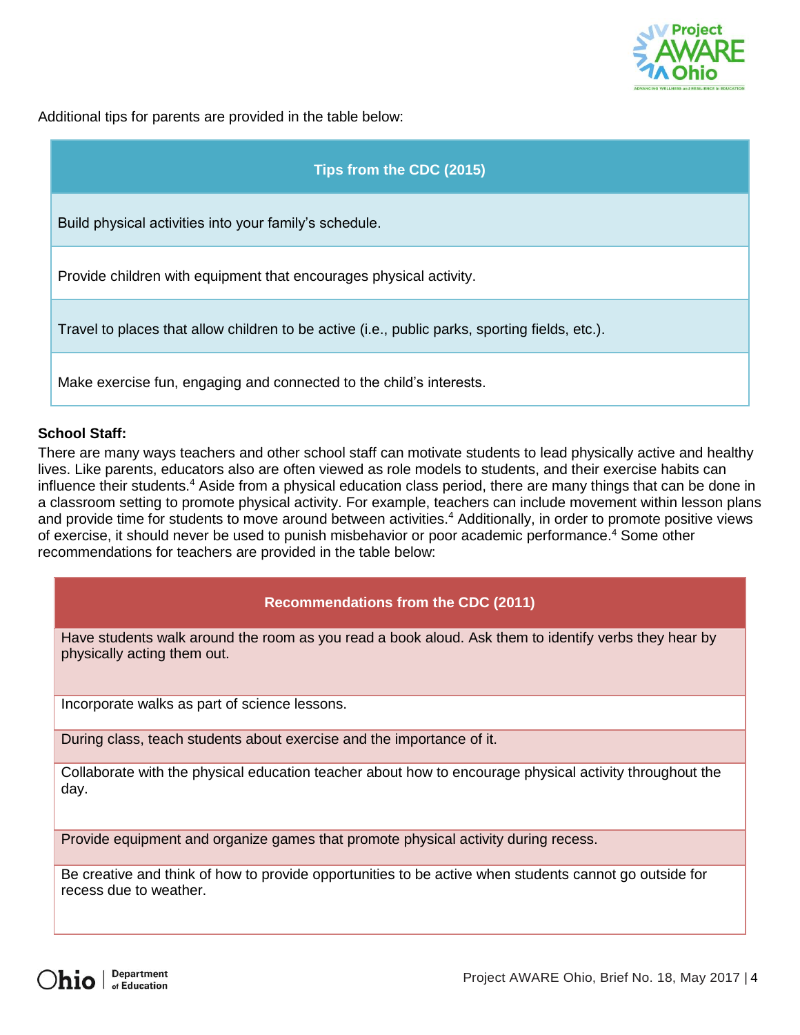Additional tips for parents are provided in the table below:

| Tips from the CDC (2015) |
| --- |
| Build physical activities into your family's schedule. |
| Provide children with equipment that encourages physical activity. |
| Travel to places that allow children to be active (i.e., public parks, sporting fields, etc.). |
| Make exercise fun, engaging and connected to the child's interests. |

**School Staff:**
There are many ways teachers and other school staff can motivate students to lead physically active and healthy lives. Like parents, educators also are often viewed as role models to students, and their exercise habits can influence their students.[4] Aside from a physical education class period, there are many things that can be done in a classroom setting to promote physical activity. For example, teachers can include movement within lesson plans and provide time for students to move around between activities.[4] Additionally, in order to promote positive views of exercise, it should never be used to punish misbehavior or poor academic performance.[4] Some other recommendations for teachers are provided in the table below:

| Recommendations from the CDC (2011) |
| --- |
| Have students walk around the room as you read a book aloud. Ask them to identify verbs they hear by physically acting them out. |
| Incorporate walks as part of science lessons. |
| During class, teach students about exercise and the importance of it. |
| Collaborate with the physical education teacher about how to encourage physical activity throughout the day. |
| Provide equipment and organize games that promote physical activity during recess. |
| Be creative and think of how to provide opportunities to be active when students cannot go outside for recess due to weather. |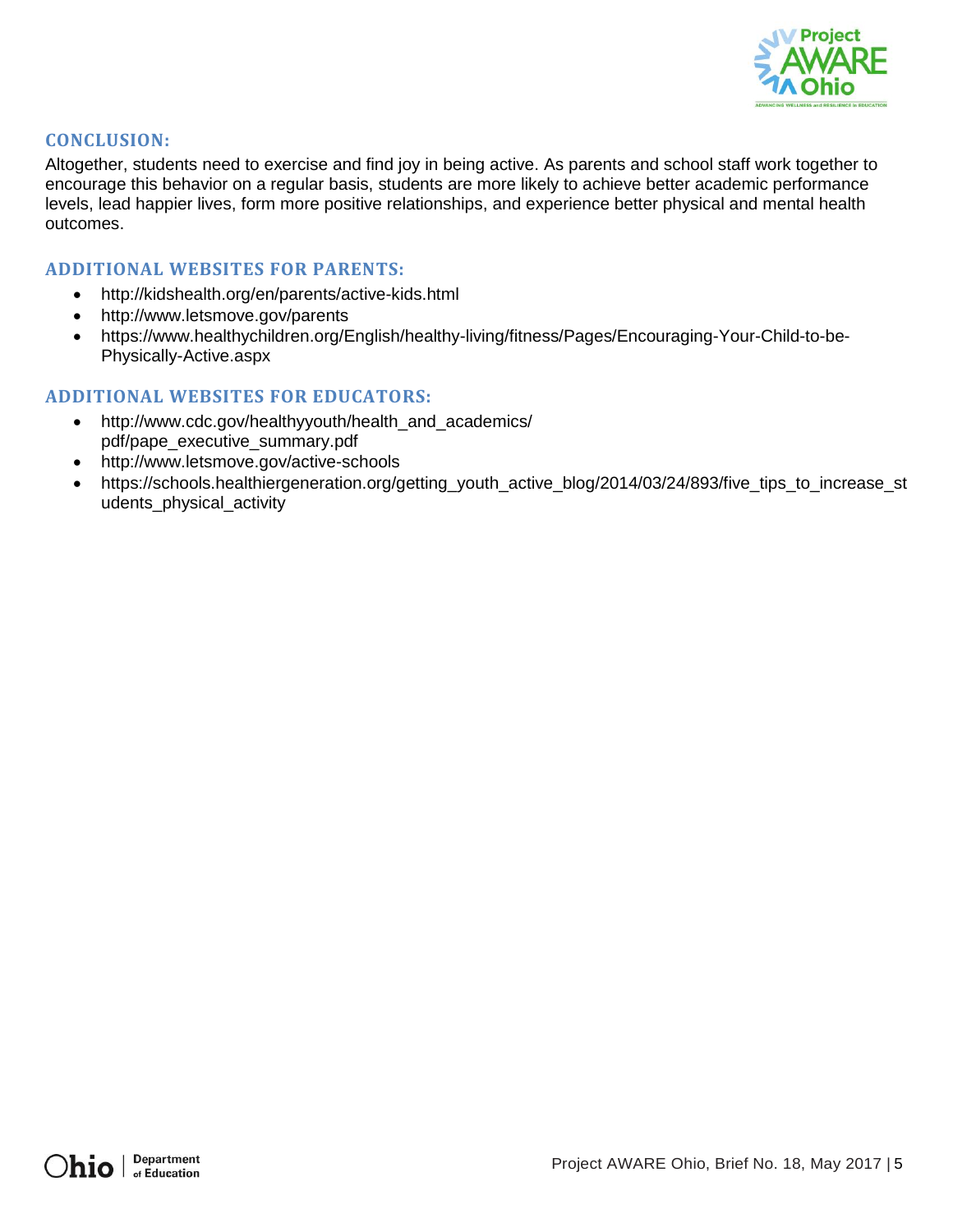## CONCLUSION:

Altogether, students need to exercise and find joy in being active. As parents and school staff work together to encourage this behavior on a regular basis, students are more likely to achieve better academic performance levels, lead happier lives, form more positive relationships, and experience better physical and mental health outcomes.

## ADDITIONAL WEBSITES FOR PARENTS:

- http://kidshealth.org/en/parents/active-kids.html
- http://www.letsmove.gov/parents
- https://www.healthychildren.org/English/healthy-living/fitness/Pages/Encouraging-Your-Child-to-be-Physically-Active.aspx

## ADDITIONAL WEBSITES FOR EDUCATORS:

- http://www.cdc.gov/healthyyouth/health_and_academics/pdf/pape_executive_summary.pdf
- http://www.letsmove.gov/active-schools
- https://schools.healthiergeneration.org/getting_youth_active_blog/2014/03/24/893/five_tips_to_increase_students_physical_activity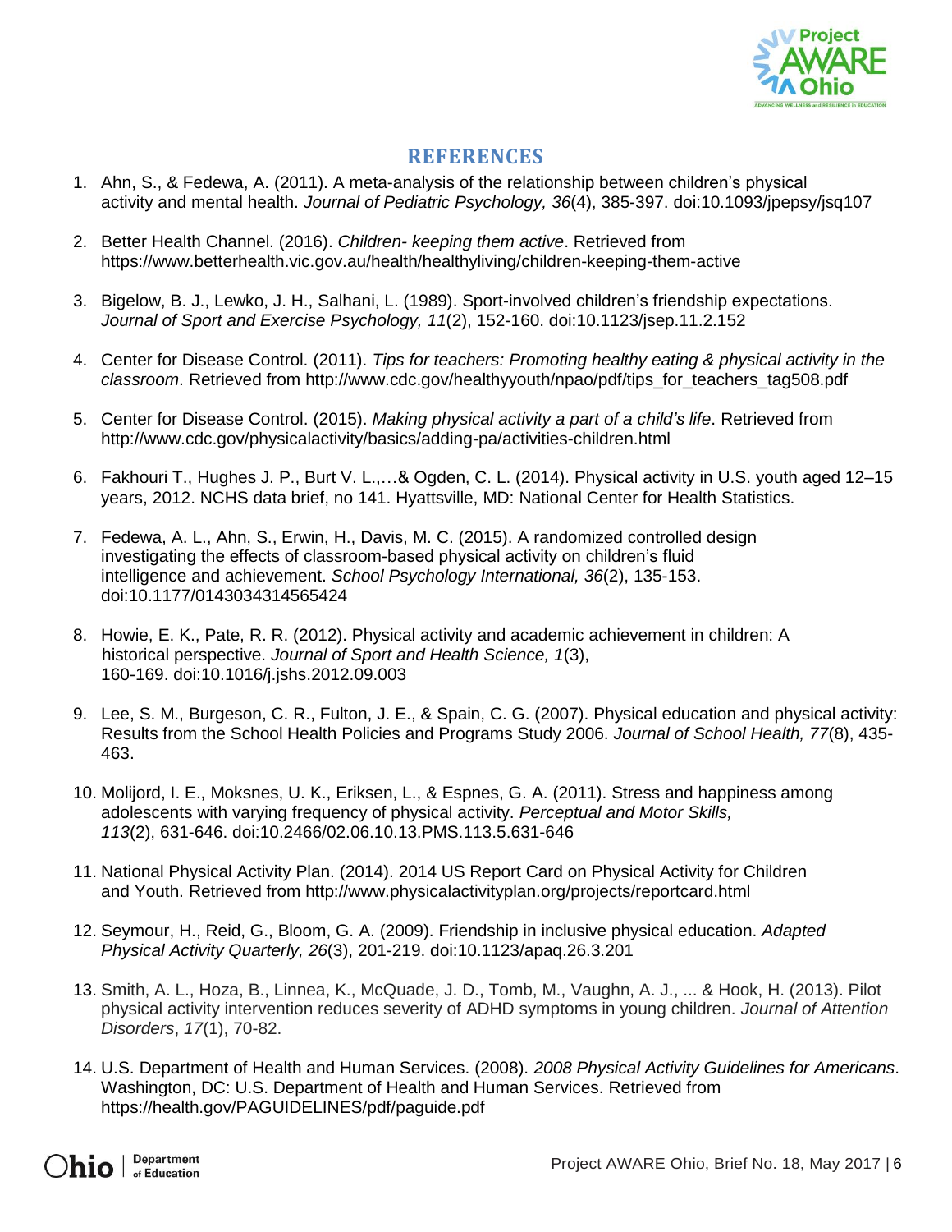## REFERENCES

1. Ahn, S., & Fedewa, A. (2011). A meta-analysis of the relationship between children's physical activity and mental health. *Journal of Pediatric Psychology, 36*(4), 385-397. doi:10.1093/jpepsy/jsq107
2. Better Health Channel. (2016). *Children- keeping them active*. Retrieved from https://www.betterhealth.vic.gov.au/health/healthyliving/children-keeping-them-active
3. Bigelow, B. J., Lewko, J. H., Salhani, L. (1989). Sport-involved children's friendship expectations. *Journal of Sport and Exercise Psychology, 11*(2), 152-160. doi:10.1123/jsep.11.2.152
4. Center for Disease Control. (2011). *Tips for teachers: Promoting healthy eating & physical activity in the classroom*. Retrieved from http://www.cdc.gov/healthyyouth/npao/pdf/tips_for_teachers_tag508.pdf
5. Center for Disease Control. (2015). *Making physical activity a part of a child's life*. Retrieved from http://www.cdc.gov/physicalactivity/basics/adding-pa/activities-children.html
6. Fakhouri T., Hughes J. P., Burt V. L.,…& Ogden, C. L. (2014). Physical activity in U.S. youth aged 12–15 years, 2012. NCHS data brief, no 141. Hyattsville, MD: National Center for Health Statistics.
7. Fedewa, A. L., Ahn, S., Erwin, H., Davis, M. C. (2015). A randomized controlled design investigating the effects of classroom-based physical activity on children's fluid intelligence and achievement. *School Psychology International, 36*(2), 135-153. doi:10.1177/0143034314565424
8. Howie, E. K., Pate, R. R. (2012). Physical activity and academic achievement in children: A historical perspective. *Journal of Sport and Health Science, 1*(3), 160-169. doi:10.1016/j.jshs.2012.09.003
9. Lee, S. M., Burgeson, C. R., Fulton, J. E., & Spain, C. G. (2007). Physical education and physical activity: Results from the School Health Policies and Programs Study 2006. *Journal of School Health, 77*(8), 435-463.
10. Molijord, I. E., Moksnes, U. K., Eriksen, L., & Espnes, G. A. (2011). Stress and happiness among adolescents with varying frequency of physical activity. *Perceptual and Motor Skills, 113*(2), 631-646. doi:10.2466/02.06.10.13.PMS.113.5.631-646
11. National Physical Activity Plan. (2014). 2014 US Report Card on Physical Activity for Children and Youth. Retrieved from http://www.physicalactivityplan.org/projects/reportcard.html
12. Seymour, H., Reid, G., Bloom, G. A. (2009). Friendship in inclusive physical education. *Adapted Physical Activity Quarterly, 26*(3), 201-219. doi:10.1123/apaq.26.3.201
13. Smith, A. L., Hoza, B., Linnea, K., McQuade, J. D., Tomb, M., Vaughn, A. J., ... & Hook, H. (2013). Pilot physical activity intervention reduces severity of ADHD symptoms in young children. *Journal of Attention Disorders*, *17*(1), 70-82.
14. U.S. Department of Health and Human Services. (2008). *2008 Physical Activity Guidelines for Americans*. Washington, DC: U.S. Department of Health and Human Services. Retrieved from https://health.gov/PAGUIDELINES/pdf/paguide.pdf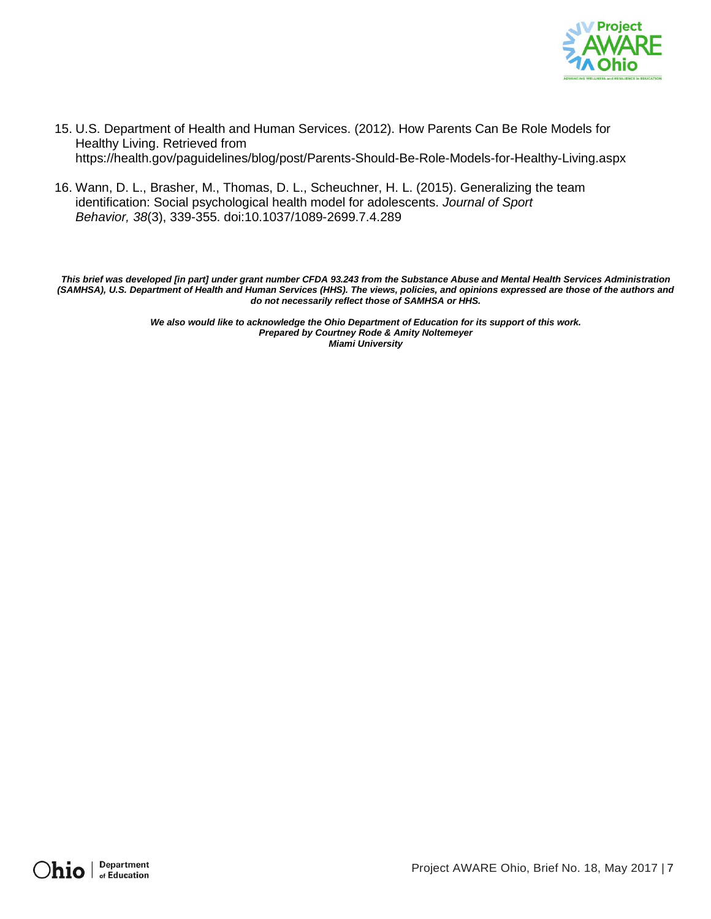15. U.S. Department of Health and Human Services. (2012). How Parents Can Be Role Models for Healthy Living. Retrieved from https://health.gov/paguidelines/blog/post/Parents-Should-Be-Role-Models-for-Healthy-Living.aspx

16. Wann, D. L., Brasher, M., Thomas, D. L., Scheuchner, H. L. (2015). Generalizing the team identification: Social psychological health model for adolescents. *Journal of Sport Behavior, 38*(3), 339-355. doi:10.1037/1089-2699.7.4.289

***This brief was developed [in part] under grant number CFDA 93.243 from the Substance Abuse and Mental Health Services Administration (SAMHSA), U.S. Department of Health and Human Services (HHS). The views, policies, and opinions expressed are those of the authors and do not necessarily reflect those of SAMHSA or HHS.***

***We also would like to acknowledge the Ohio Department of Education for its support of this work.***
***Prepared by Courtney Rode & Amity Noltemeyer***
***Miami University***